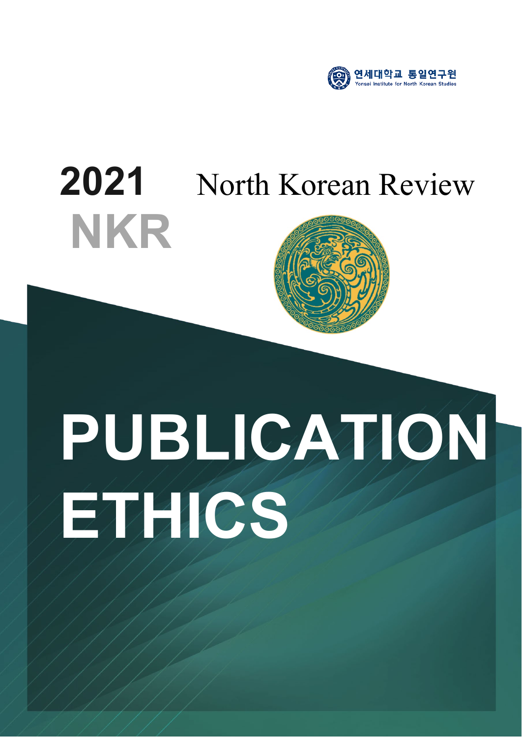연세대학교 통일연구원
Yonsei Institute for North Korean Studies

# 2021 NKR

## North Korean Review

# PUBLICATION ETHICS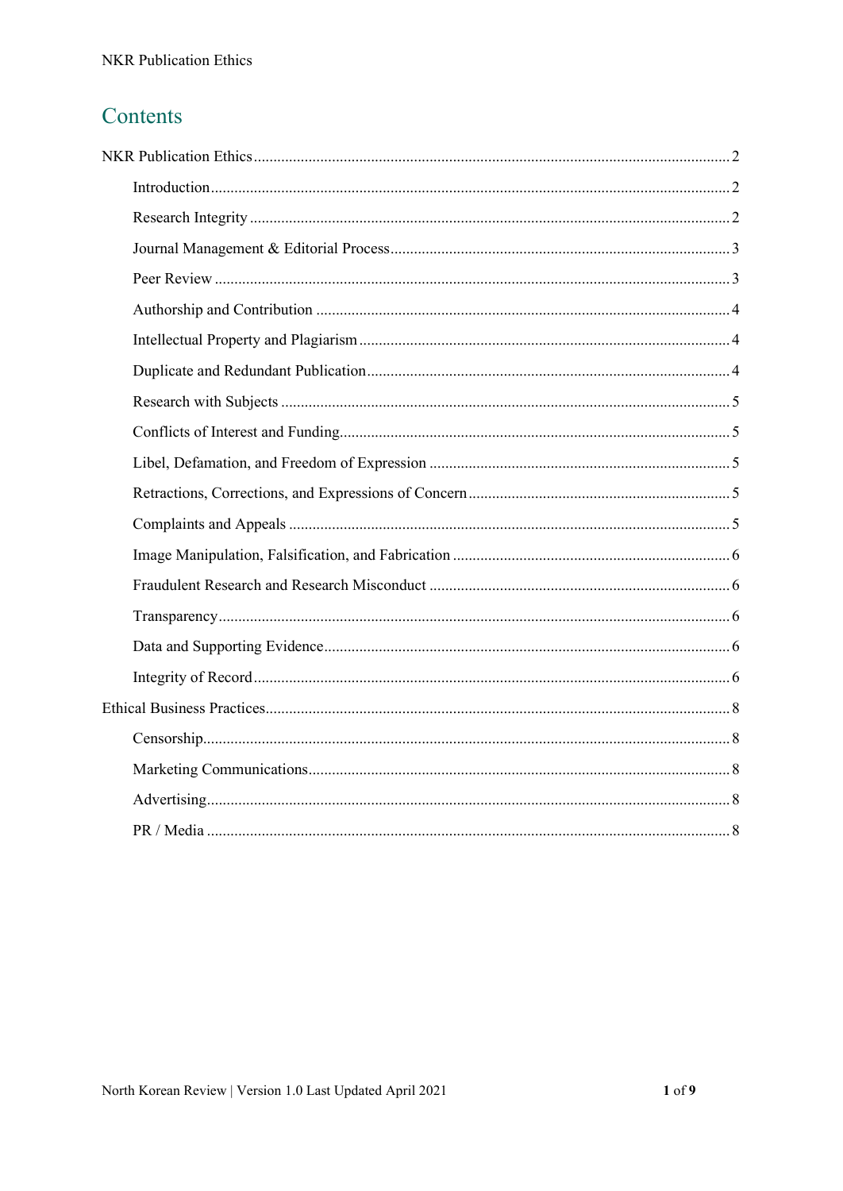## Contents

- NKR Publication Ethics ........ 2
  - Introduction ........ 2
  - Research Integrity ........ 2
  - Journal Management & Editorial Process ........ 3
  - Peer Review ........ 3
  - Authorship and Contribution ........ 4
  - Intellectual Property and Plagiarism ........ 4
  - Duplicate and Redundant Publication ........ 4
  - Research with Subjects ........ 5
  - Conflicts of Interest and Funding ........ 5
  - Libel, Defamation, and Freedom of Expression ........ 5
  - Retractions, Corrections, and Expressions of Concern ........ 5
  - Complaints and Appeals ........ 5
  - Image Manipulation, Falsification, and Fabrication ........ 6
  - Fraudulent Research and Research Misconduct ........ 6
  - Transparency ........ 6
  - Data and Supporting Evidence ........ 6
  - Integrity of Record ........ 6
- Ethical Business Practices ........ 8
  - Censorship ........ 8
  - Marketing Communications ........ 8
  - Advertising ........ 8
  - PR / Media ........ 8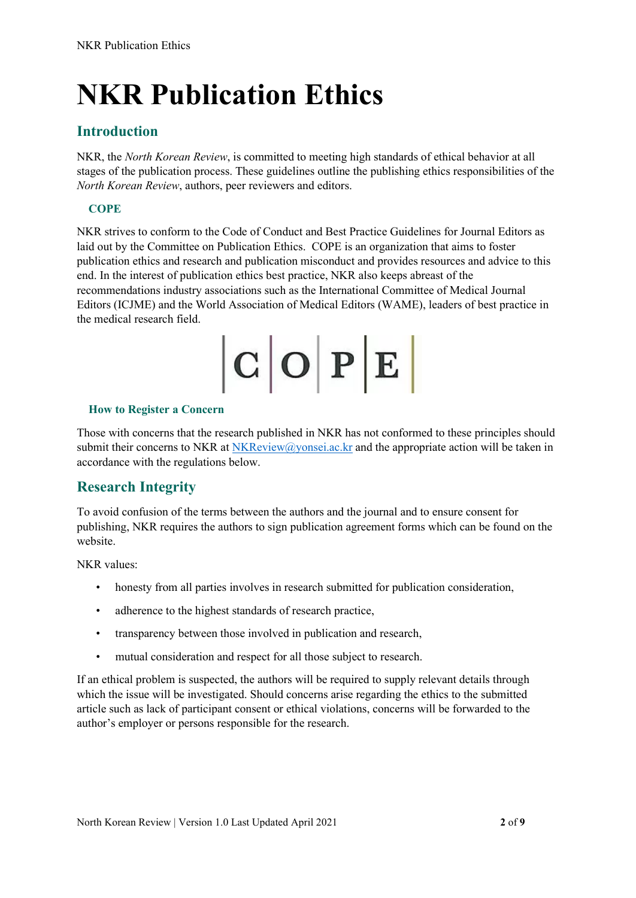# NKR Publication Ethics

## Introduction

NKR, the *North Korean Review*, is committed to meeting high standards of ethical behavior at all stages of the publication process. These guidelines outline the publishing ethics responsibilities of the *North Korean Review*, authors, peer reviewers and editors.

### COPE

NKR strives to conform to the Code of Conduct and Best Practice Guidelines for Journal Editors as laid out by the Committee on Publication Ethics. COPE is an organization that aims to foster publication ethics and research and publication misconduct and provides resources and advice to this end. In the interest of publication ethics best practice, NKR also keeps abreast of the recommendations industry associations such as the International Committee of Medical Journal Editors (ICJME) and the World Association of Medical Editors (WAME), leaders of best practice in the medical research field.

### How to Register a Concern

Those with concerns that the research published in NKR has not conformed to these principles should submit their concerns to NKR at NKReview@yonsei.ac.kr and the appropriate action will be taken in accordance with the regulations below.

## Research Integrity

To avoid confusion of the terms between the authors and the journal and to ensure consent for publishing, NKR requires the authors to sign publication agreement forms which can be found on the website.

NKR values:

- honesty from all parties involves in research submitted for publication consideration,
- adherence to the highest standards of research practice,
- transparency between those involved in publication and research,
- mutual consideration and respect for all those subject to research.

If an ethical problem is suspected, the authors will be required to supply relevant details through which the issue will be investigated. Should concerns arise regarding the ethics to the submitted article such as lack of participant consent or ethical violations, concerns will be forwarded to the author's employer or persons responsible for the research.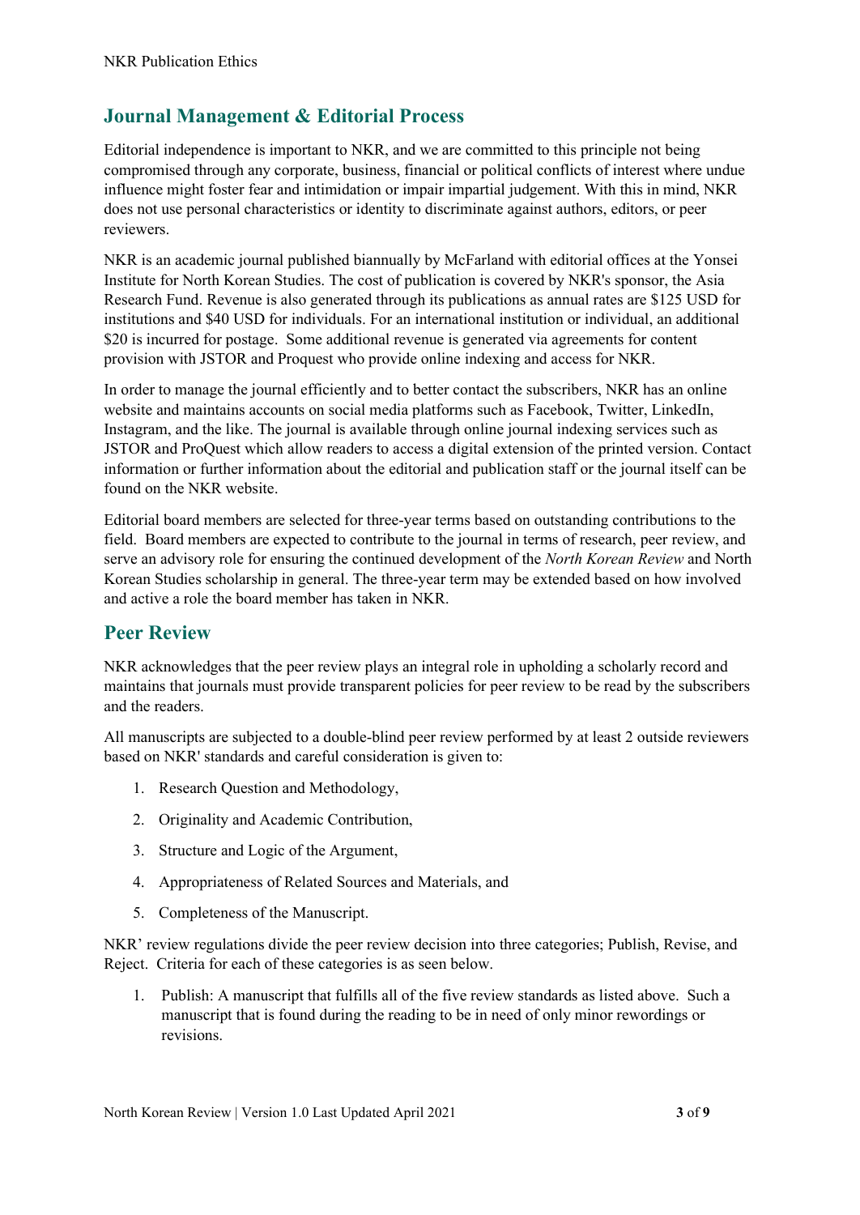## Journal Management & Editorial Process

Editorial independence is important to NKR, and we are committed to this principle not being compromised through any corporate, business, financial or political conflicts of interest where undue influence might foster fear and intimidation or impair impartial judgement. With this in mind, NKR does not use personal characteristics or identity to discriminate against authors, editors, or peer reviewers.

NKR is an academic journal published biannually by McFarland with editorial offices at the Yonsei Institute for North Korean Studies. The cost of publication is covered by NKR's sponsor, the Asia Research Fund. Revenue is also generated through its publications as annual rates are $125 USD for institutions and $40 USD for individuals. For an international institution or individual, an additional $20 is incurred for postage. Some additional revenue is generated via agreements for content provision with JSTOR and Proquest who provide online indexing and access for NKR.

In order to manage the journal efficiently and to better contact the subscribers, NKR has an online website and maintains accounts on social media platforms such as Facebook, Twitter, LinkedIn, Instagram, and the like. The journal is available through online journal indexing services such as JSTOR and ProQuest which allow readers to access a digital extension of the printed version. Contact information or further information about the editorial and publication staff or the journal itself can be found on the NKR website.

Editorial board members are selected for three-year terms based on outstanding contributions to the field. Board members are expected to contribute to the journal in terms of research, peer review, and serve an advisory role for ensuring the continued development of the *North Korean Review* and North Korean Studies scholarship in general. The three-year term may be extended based on how involved and active a role the board member has taken in NKR.

## Peer Review

NKR acknowledges that the peer review plays an integral role in upholding a scholarly record and maintains that journals must provide transparent policies for peer review to be read by the subscribers and the readers.

All manuscripts are subjected to a double-blind peer review performed by at least 2 outside reviewers based on NKR' standards and careful consideration is given to:

1. Research Question and Methodology,
2. Originality and Academic Contribution,
3. Structure and Logic of the Argument,
4. Appropriateness of Related Sources and Materials, and
5. Completeness of the Manuscript.

NKR' review regulations divide the peer review decision into three categories; Publish, Revise, and Reject. Criteria for each of these categories is as seen below.

1. Publish: A manuscript that fulfills all of the five review standards as listed above. Such a manuscript that is found during the reading to be in need of only minor rewordings or revisions.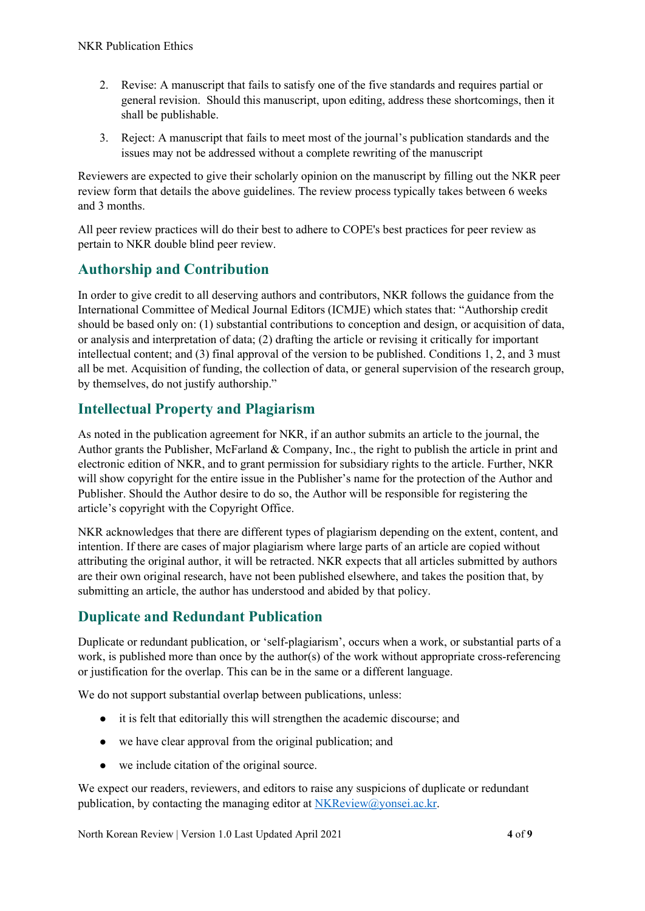2. Revise: A manuscript that fails to satisfy one of the five standards and requires partial or general revision. Should this manuscript, upon editing, address these shortcomings, then it shall be publishable.

3. Reject: A manuscript that fails to meet most of the journal's publication standards and the issues may not be addressed without a complete rewriting of the manuscript

Reviewers are expected to give their scholarly opinion on the manuscript by filling out the NKR peer review form that details the above guidelines. The review process typically takes between 6 weeks and 3 months.

All peer review practices will do their best to adhere to COPE's best practices for peer review as pertain to NKR double blind peer review.

## Authorship and Contribution

In order to give credit to all deserving authors and contributors, NKR follows the guidance from the International Committee of Medical Journal Editors (ICMJE) which states that: "Authorship credit should be based only on: (1) substantial contributions to conception and design, or acquisition of data, or analysis and interpretation of data; (2) drafting the article or revising it critically for important intellectual content; and (3) final approval of the version to be published. Conditions 1, 2, and 3 must all be met. Acquisition of funding, the collection of data, or general supervision of the research group, by themselves, do not justify authorship."

## Intellectual Property and Plagiarism

As noted in the publication agreement for NKR, if an author submits an article to the journal, the Author grants the Publisher, McFarland & Company, Inc., the right to publish the article in print and electronic edition of NKR, and to grant permission for subsidiary rights to the article. Further, NKR will show copyright for the entire issue in the Publisher's name for the protection of the Author and Publisher. Should the Author desire to do so, the Author will be responsible for registering the article's copyright with the Copyright Office.

NKR acknowledges that there are different types of plagiarism depending on the extent, content, and intention. If there are cases of major plagiarism where large parts of an article are copied without attributing the original author, it will be retracted. NKR expects that all articles submitted by authors are their own original research, have not been published elsewhere, and takes the position that, by submitting an article, the author has understood and abided by that policy.

## Duplicate and Redundant Publication

Duplicate or redundant publication, or 'self-plagiarism', occurs when a work, or substantial parts of a work, is published more than once by the author(s) of the work without appropriate cross-referencing or justification for the overlap. This can be in the same or a different language.

We do not support substantial overlap between publications, unless:

- it is felt that editorially this will strengthen the academic discourse; and
- we have clear approval from the original publication; and
- we include citation of the original source.

We expect our readers, reviewers, and editors to raise any suspicions of duplicate or redundant publication, by contacting the managing editor at NKReview@yonsei.ac.kr.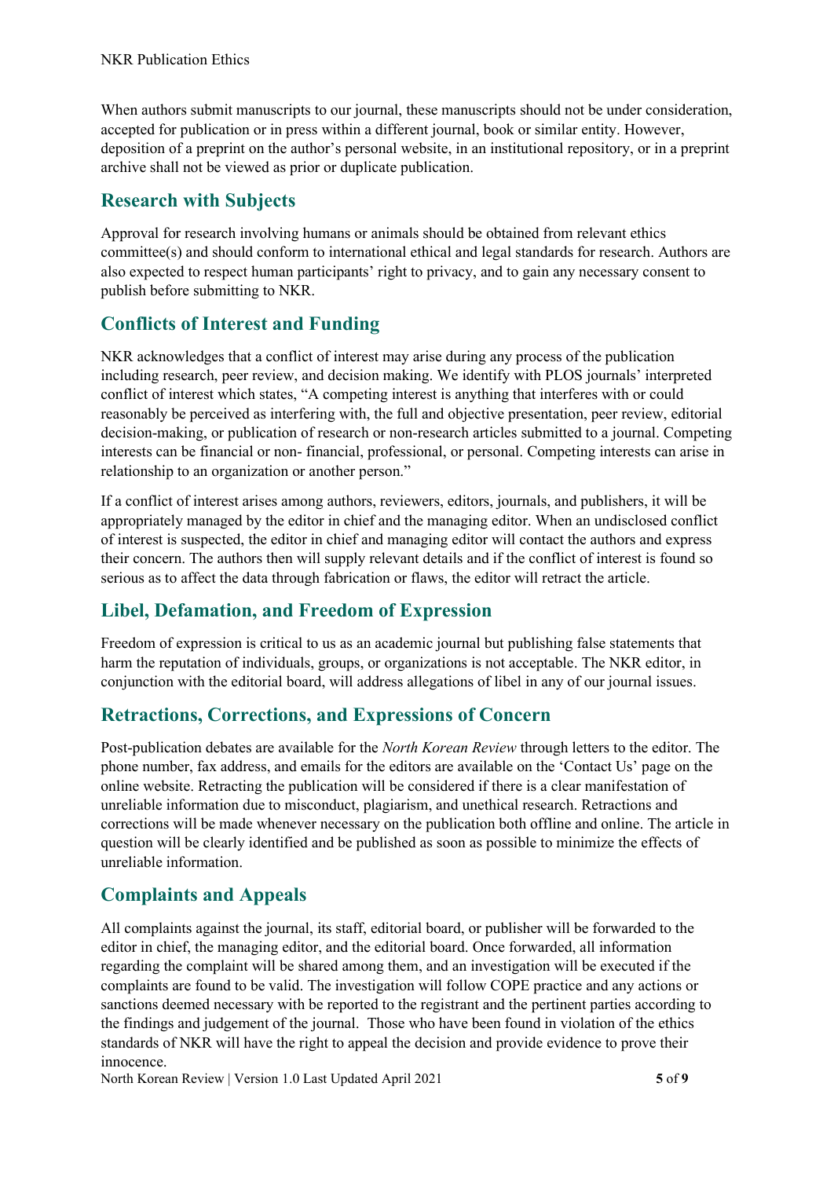When authors submit manuscripts to our journal, these manuscripts should not be under consideration, accepted for publication or in press within a different journal, book or similar entity. However, deposition of a preprint on the author's personal website, in an institutional repository, or in a preprint archive shall not be viewed as prior or duplicate publication.

## Research with Subjects

Approval for research involving humans or animals should be obtained from relevant ethics committee(s) and should conform to international ethical and legal standards for research. Authors are also expected to respect human participants' right to privacy, and to gain any necessary consent to publish before submitting to NKR.

## Conflicts of Interest and Funding

NKR acknowledges that a conflict of interest may arise during any process of the publication including research, peer review, and decision making. We identify with PLOS journals' interpreted conflict of interest which states, "A competing interest is anything that interferes with or could reasonably be perceived as interfering with, the full and objective presentation, peer review, editorial decision-making, or publication of research or non-research articles submitted to a journal. Competing interests can be financial or non- financial, professional, or personal. Competing interests can arise in relationship to an organization or another person."

If a conflict of interest arises among authors, reviewers, editors, journals, and publishers, it will be appropriately managed by the editor in chief and the managing editor. When an undisclosed conflict of interest is suspected, the editor in chief and managing editor will contact the authors and express their concern. The authors then will supply relevant details and if the conflict of interest is found so serious as to affect the data through fabrication or flaws, the editor will retract the article.

## Libel, Defamation, and Freedom of Expression

Freedom of expression is critical to us as an academic journal but publishing false statements that harm the reputation of individuals, groups, or organizations is not acceptable. The NKR editor, in conjunction with the editorial board, will address allegations of libel in any of our journal issues.

## Retractions, Corrections, and Expressions of Concern

Post-publication debates are available for the *North Korean Review* through letters to the editor. The phone number, fax address, and emails for the editors are available on the 'Contact Us' page on the online website. Retracting the publication will be considered if there is a clear manifestation of unreliable information due to misconduct, plagiarism, and unethical research. Retractions and corrections will be made whenever necessary on the publication both offline and online. The article in question will be clearly identified and be published as soon as possible to minimize the effects of unreliable information.

## Complaints and Appeals

All complaints against the journal, its staff, editorial board, or publisher will be forwarded to the editor in chief, the managing editor, and the editorial board. Once forwarded, all information regarding the complaint will be shared among them, and an investigation will be executed if the complaints are found to be valid. The investigation will follow COPE practice and any actions or sanctions deemed necessary with be reported to the registrant and the pertinent parties according to the findings and judgement of the journal. Those who have been found in violation of the ethics standards of NKR will have the right to appeal the decision and provide evidence to prove their innocence.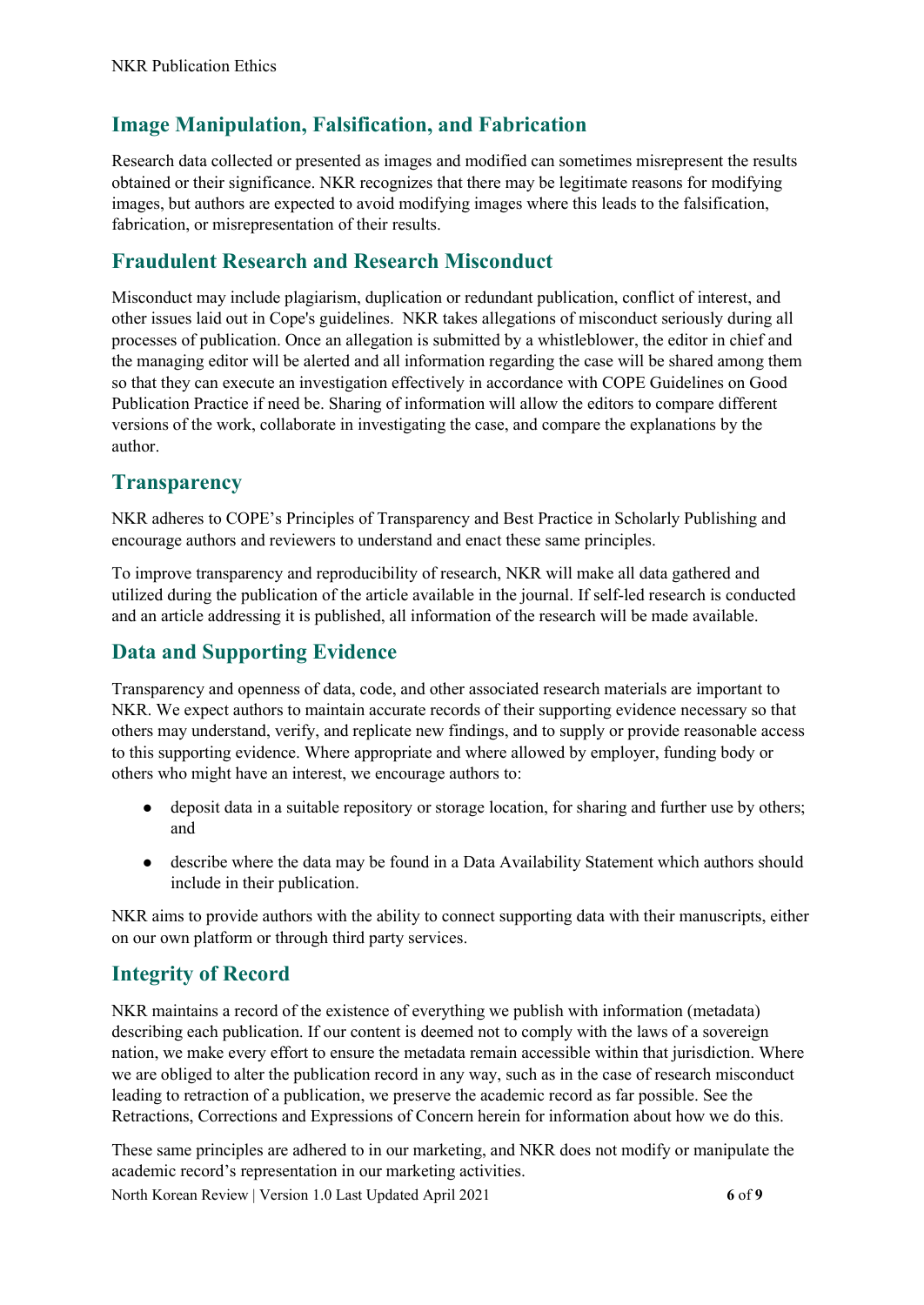## Image Manipulation, Falsification, and Fabrication

Research data collected or presented as images and modified can sometimes misrepresent the results obtained or their significance. NKR recognizes that there may be legitimate reasons for modifying images, but authors are expected to avoid modifying images where this leads to the falsification, fabrication, or misrepresentation of their results.

## Fraudulent Research and Research Misconduct

Misconduct may include plagiarism, duplication or redundant publication, conflict of interest, and other issues laid out in Cope's guidelines.  NKR takes allegations of misconduct seriously during all processes of publication. Once an allegation is submitted by a whistleblower, the editor in chief and the managing editor will be alerted and all information regarding the case will be shared among them so that they can execute an investigation effectively in accordance with COPE Guidelines on Good Publication Practice if need be. Sharing of information will allow the editors to compare different versions of the work, collaborate in investigating the case, and compare the explanations by the author.

## Transparency

NKR adheres to COPE's Principles of Transparency and Best Practice in Scholarly Publishing and encourage authors and reviewers to understand and enact these same principles.

To improve transparency and reproducibility of research, NKR will make all data gathered and utilized during the publication of the article available in the journal. If self-led research is conducted and an article addressing it is published, all information of the research will be made available.

## Data and Supporting Evidence

Transparency and openness of data, code, and other associated research materials are important to NKR. We expect authors to maintain accurate records of their supporting evidence necessary so that others may understand, verify, and replicate new findings, and to supply or provide reasonable access to this supporting evidence. Where appropriate and where allowed by employer, funding body or others who might have an interest, we encourage authors to:

- deposit data in a suitable repository or storage location, for sharing and further use by others; and
- describe where the data may be found in a Data Availability Statement which authors should include in their publication.

NKR aims to provide authors with the ability to connect supporting data with their manuscripts, either on our own platform or through third party services.

## Integrity of Record

NKR maintains a record of the existence of everything we publish with information (metadata) describing each publication. If our content is deemed not to comply with the laws of a sovereign nation, we make every effort to ensure the metadata remain accessible within that jurisdiction. Where we are obliged to alter the publication record in any way, such as in the case of research misconduct leading to retraction of a publication, we preserve the academic record as far possible. See the Retractions, Corrections and Expressions of Concern herein for information about how we do this.

These same principles are adhered to in our marketing, and NKR does not modify or manipulate the academic record's representation in our marketing activities.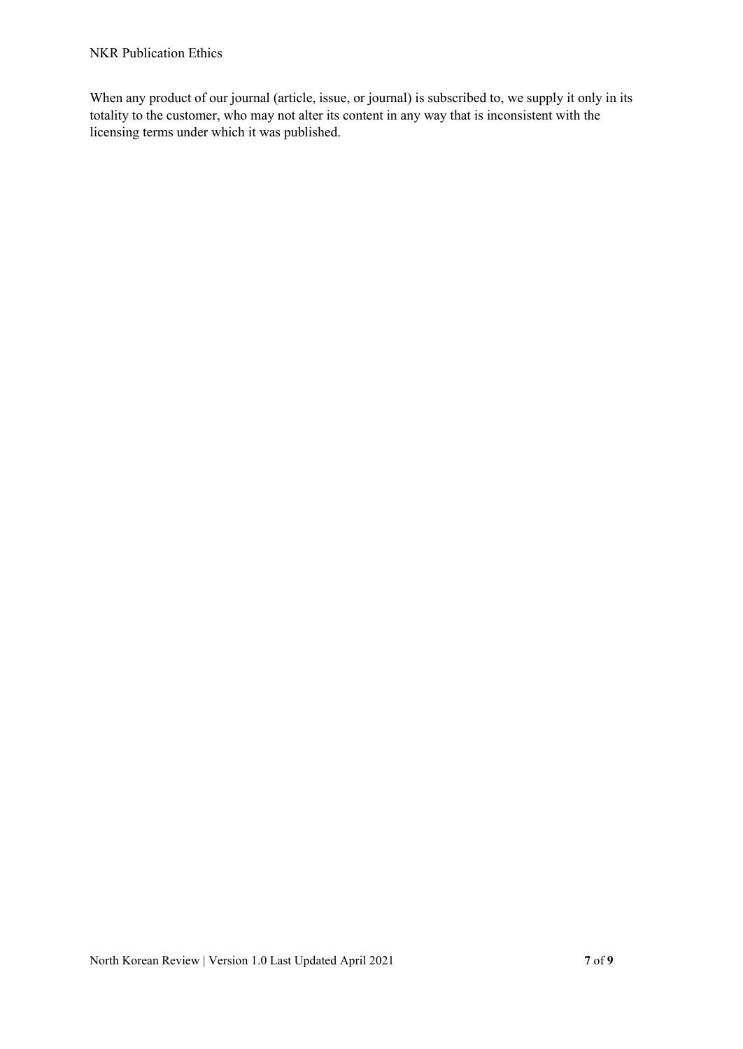When any product of our journal (article, issue, or journal) is subscribed to, we supply it only in its totality to the customer, who may not alter its content in any way that is inconsistent with the licensing terms under which it was published.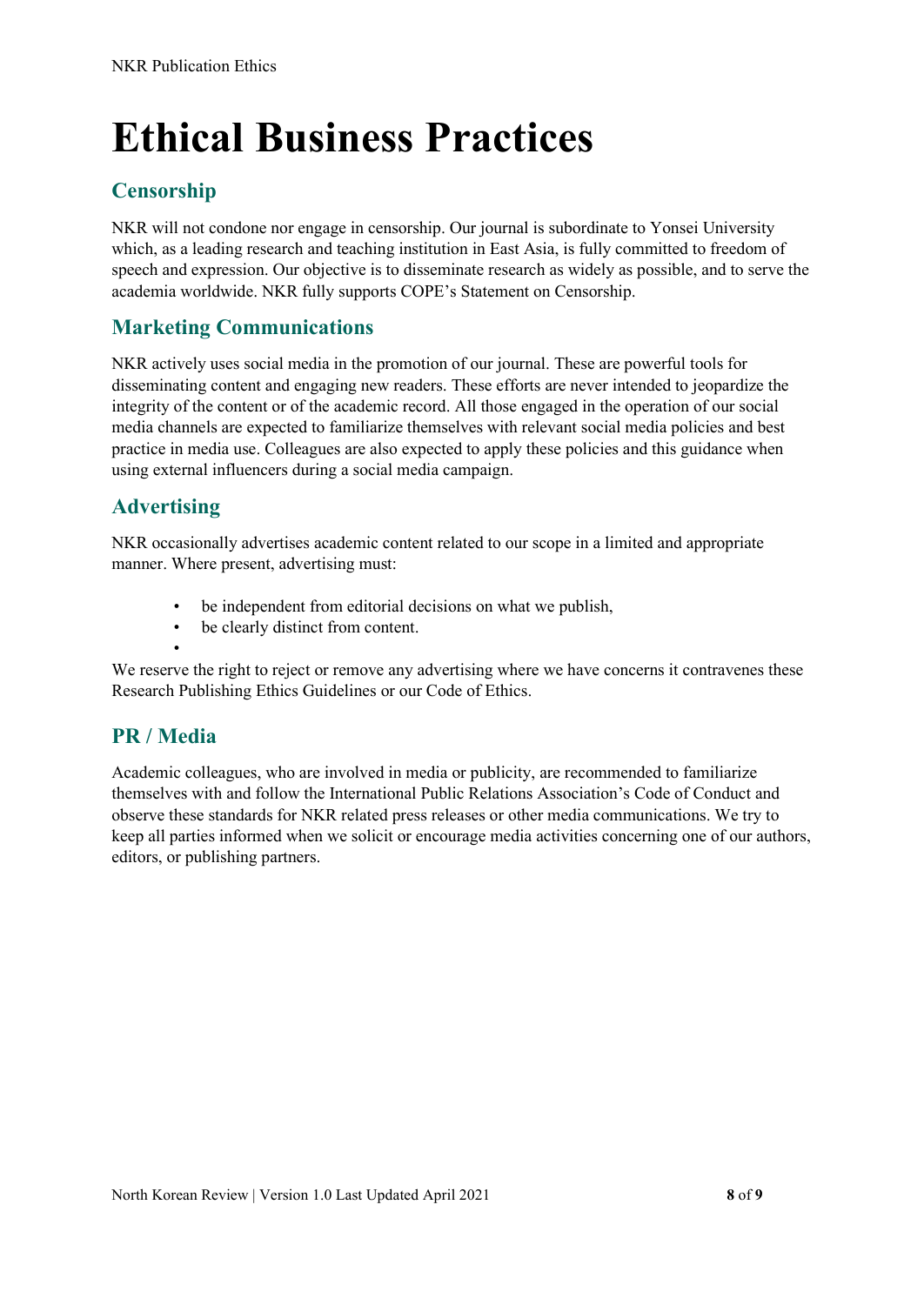# Ethical Business Practices

## Censorship

NKR will not condone nor engage in censorship. Our journal is subordinate to Yonsei University which, as a leading research and teaching institution in East Asia, is fully committed to freedom of speech and expression. Our objective is to disseminate research as widely as possible, and to serve the academia worldwide. NKR fully supports COPE's Statement on Censorship.

## Marketing Communications

NKR actively uses social media in the promotion of our journal. These are powerful tools for disseminating content and engaging new readers. These efforts are never intended to jeopardize the integrity of the content or of the academic record. All those engaged in the operation of our social media channels are expected to familiarize themselves with relevant social media policies and best practice in media use. Colleagues are also expected to apply these policies and this guidance when using external influencers during a social media campaign.

## Advertising

NKR occasionally advertises academic content related to our scope in a limited and appropriate manner. Where present, advertising must:

- be independent from editorial decisions on what we publish,
- be clearly distinct from content.

We reserve the right to reject or remove any advertising where we have concerns it contravenes these Research Publishing Ethics Guidelines or our Code of Ethics.

## PR / Media

Academic colleagues, who are involved in media or publicity, are recommended to familiarize themselves with and follow the International Public Relations Association's Code of Conduct and observe these standards for NKR related press releases or other media communications. We try to keep all parties informed when we solicit or encourage media activities concerning one of our authors, editors, or publishing partners.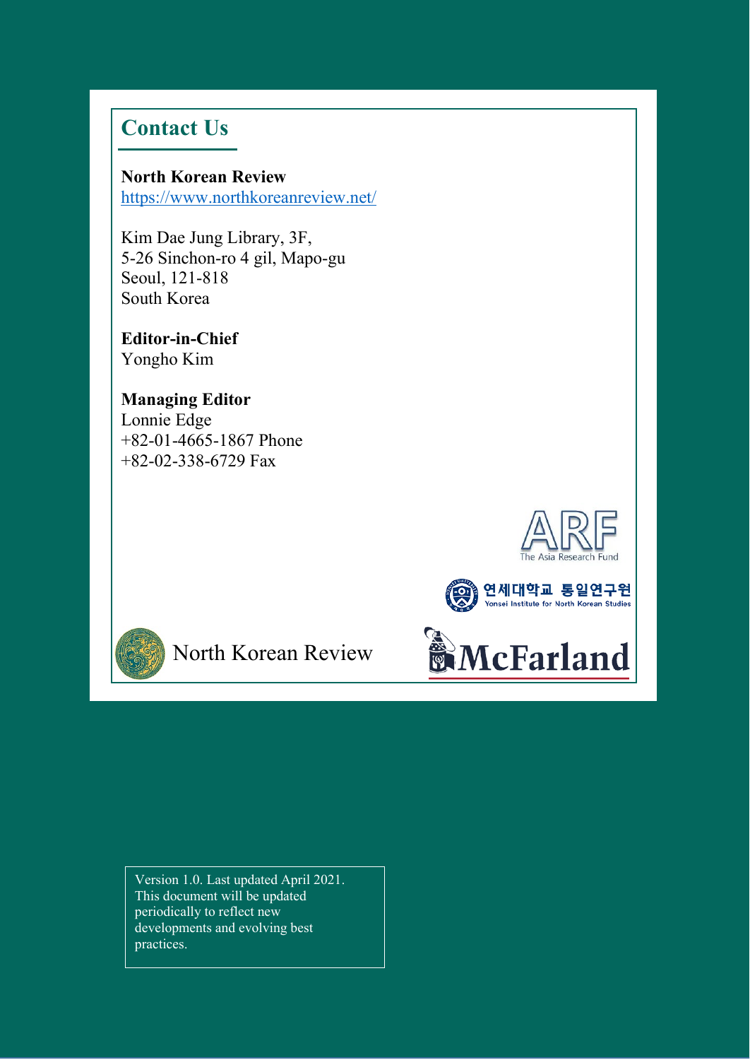## Contact Us

**North Korean Review**
https://www.northkoreanreview.net/

Kim Dae Jung Library, 3F,
5-26 Sinchon-ro 4 gil, Mapo-gu
Seoul, 121-818
South Korea

**Editor-in-Chief**
Yongho Kim

**Managing Editor**
Lonnie Edge
+82-01-4665-1867 Phone
+82-02-338-6729 Fax

ARF
The Asia Research Fund

연세대학교 통일연구원
Yonsei Institute for North Korean Studies

North Korean Review

McFarland

Version 1.0. Last updated April 2021. This document will be updated periodically to reflect new developments and evolving best practices.